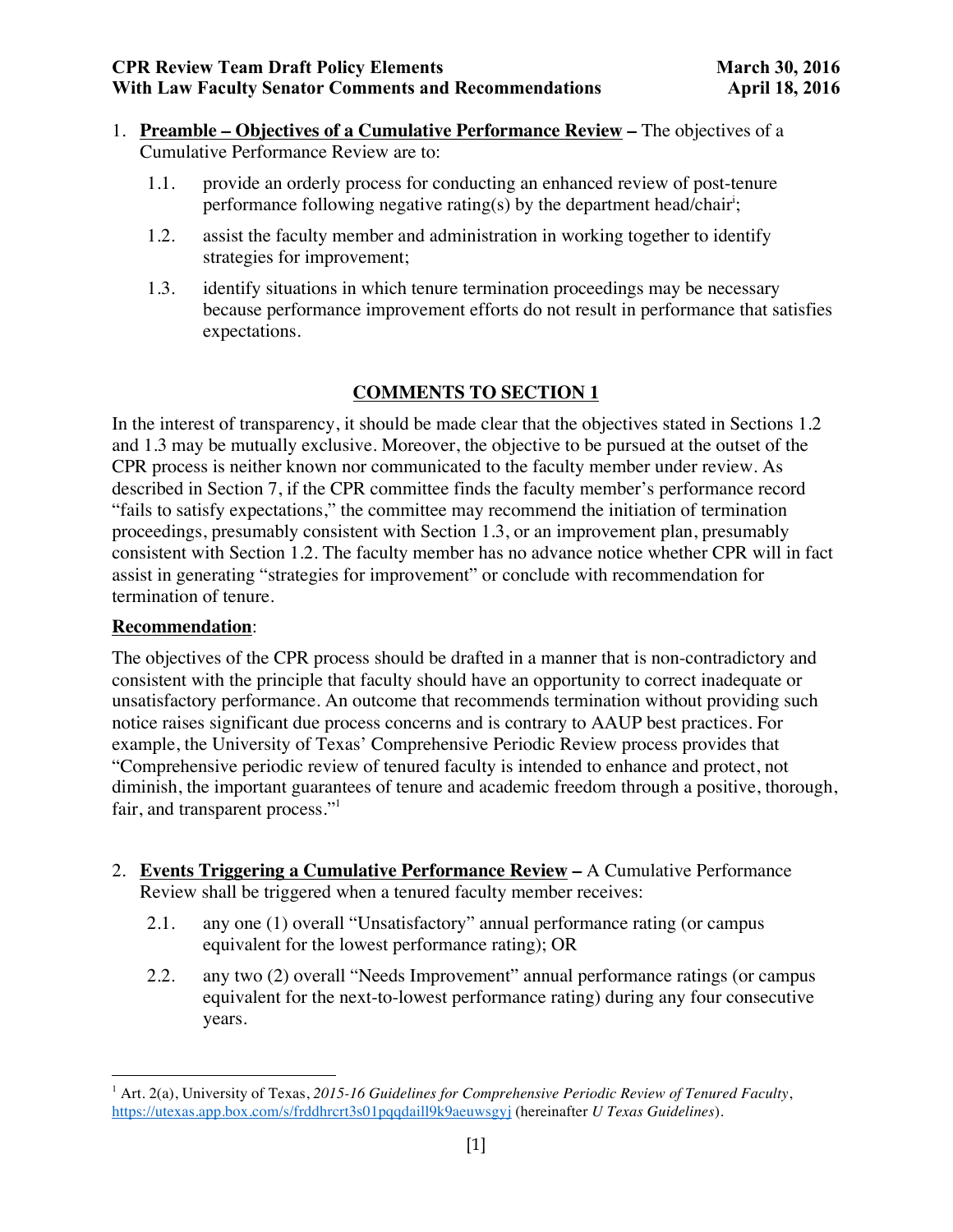**CPR Review Team Draft Policy Elements** **March 30, 2016**
**With Law Faculty Senator Comments and Recommendations** **April 18, 2016**

1. **<u>Preamble – Objectives of a Cumulative Performance Review</u> –** The objectives of a Cumulative Performance Review are to:

   1.1. provide an orderly process for conducting an enhanced review of post-tenure performance following negative rating(s) by the department head/chair[i];

   1.2. assist the faculty member and administration in working together to identify strategies for improvement;

   1.3. identify situations in which tenure termination proceedings may be necessary because performance improvement efforts do not result in performance that satisfies expectations.

## COMMENTS TO SECTION 1

In the interest of transparency, it should be made clear that the objectives stated in Sections 1.2 and 1.3 may be mutually exclusive. Moreover, the objective to be pursued at the outset of the CPR process is neither known nor communicated to the faculty member under review. As described in Section 7, if the CPR committee finds the faculty member's performance record "fails to satisfy expectations," the committee may recommend the initiation of termination proceedings, presumably consistent with Section 1.3, or an improvement plan, presumably consistent with Section 1.2. The faculty member has no advance notice whether CPR will in fact assist in generating "strategies for improvement" or conclude with recommendation for termination of tenure.

**<u>Recommendation</u>**:

The objectives of the CPR process should be drafted in a manner that is non-contradictory and consistent with the principle that faculty should have an opportunity to correct inadequate or unsatisfactory performance. An outcome that recommends termination without providing such notice raises significant due process concerns and is contrary to AAUP best practices. For example, the University of Texas' Comprehensive Periodic Review process provides that "Comprehensive periodic review of tenured faculty is intended to enhance and protect, not diminish, the important guarantees of tenure and academic freedom through a positive, thorough, fair, and transparent process."[1]

2. **<u>Events Triggering a Cumulative Performance Review</u> –** A Cumulative Performance Review shall be triggered when a tenured faculty member receives:

   2.1. any one (1) overall "Unsatisfactory" annual performance rating (or campus equivalent for the lowest performance rating); OR

   2.2. any two (2) overall "Needs Improvement" annual performance ratings (or campus equivalent for the next-to-lowest performance rating) during any four consecutive years.

---

[1] Art. 2(a), University of Texas, *2015-16 Guidelines for Comprehensive Periodic Review of Tenured Faculty*, https://utexas.app.box.com/s/frddhrcrt3s01pqqdaill9k9aeuwsgyj (hereinafter *U Texas Guidelines*).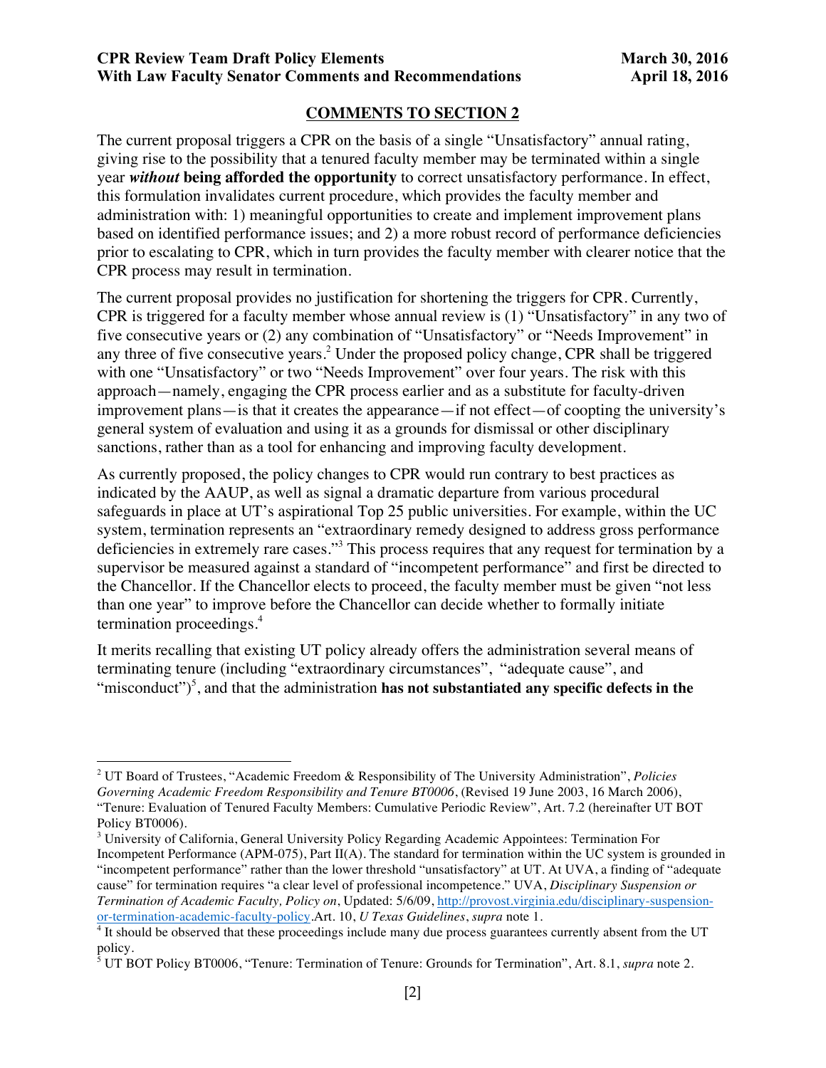## COMMENTS TO SECTION 2

The current proposal triggers a CPR on the basis of a single "Unsatisfactory" annual rating, giving rise to the possibility that a tenured faculty member may be terminated within a single year ***without* being afforded the opportunity** to correct unsatisfactory performance. In effect, this formulation invalidates current procedure, which provides the faculty member and administration with: 1) meaningful opportunities to create and implement improvement plans based on identified performance issues; and 2) a more robust record of performance deficiencies prior to escalating to CPR, which in turn provides the faculty member with clearer notice that the CPR process may result in termination.

The current proposal provides no justification for shortening the triggers for CPR. Currently, CPR is triggered for a faculty member whose annual review is (1) "Unsatisfactory" in any two of five consecutive years or (2) any combination of "Unsatisfactory" or "Needs Improvement" in any three of five consecutive years.[2] Under the proposed policy change, CPR shall be triggered with one "Unsatisfactory" or two "Needs Improvement" over four years. The risk with this approach—namely, engaging the CPR process earlier and as a substitute for faculty-driven improvement plans—is that it creates the appearance—if not effect—of coopting the university's general system of evaluation and using it as a grounds for dismissal or other disciplinary sanctions, rather than as a tool for enhancing and improving faculty development.

As currently proposed, the policy changes to CPR would run contrary to best practices as indicated by the AAUP, as well as signal a dramatic departure from various procedural safeguards in place at UT's aspirational Top 25 public universities. For example, within the UC system, termination represents an "extraordinary remedy designed to address gross performance deficiencies in extremely rare cases."[3] This process requires that any request for termination by a supervisor be measured against a standard of "incompetent performance" and first be directed to the Chancellor. If the Chancellor elects to proceed, the faculty member must be given "not less than one year" to improve before the Chancellor can decide whether to formally initiate termination proceedings.[4]

It merits recalling that existing UT policy already offers the administration several means of terminating tenure (including "extraordinary circumstances", "adequate cause", and "misconduct")[5], and that the administration **has not substantiated any specific defects in the**

---

[2] UT Board of Trustees, "Academic Freedom & Responsibility of The University Administration", *Policies Governing Academic Freedom Responsibility and Tenure BT0006*, (Revised 19 June 2003, 16 March 2006), "Tenure: Evaluation of Tenured Faculty Members: Cumulative Periodic Review", Art. 7.2 (hereinafter UT BOT Policy BT0006).

[3] University of California, General University Policy Regarding Academic Appointees: Termination For Incompetent Performance (APM-075), Part II(A). The standard for termination within the UC system is grounded in "incompetent performance" rather than the lower threshold "unsatisfactory" at UT. At UVA, a finding of "adequate cause" for termination requires "a clear level of professional incompetence." UVA, *Disciplinary Suspension or Termination of Academic Faculty, Policy on*, Updated: 5/6/09, http://provost.virginia.edu/disciplinary-suspension-or-termination-academic-faculty-policy.Art. 10, *U Texas Guidelines*, *supra* note 1.

[4] It should be observed that these proceedings include many due process guarantees currently absent from the UT policy.

[5] UT BOT Policy BT0006, "Tenure: Termination of Tenure: Grounds for Termination", Art. 8.1, *supra* note 2.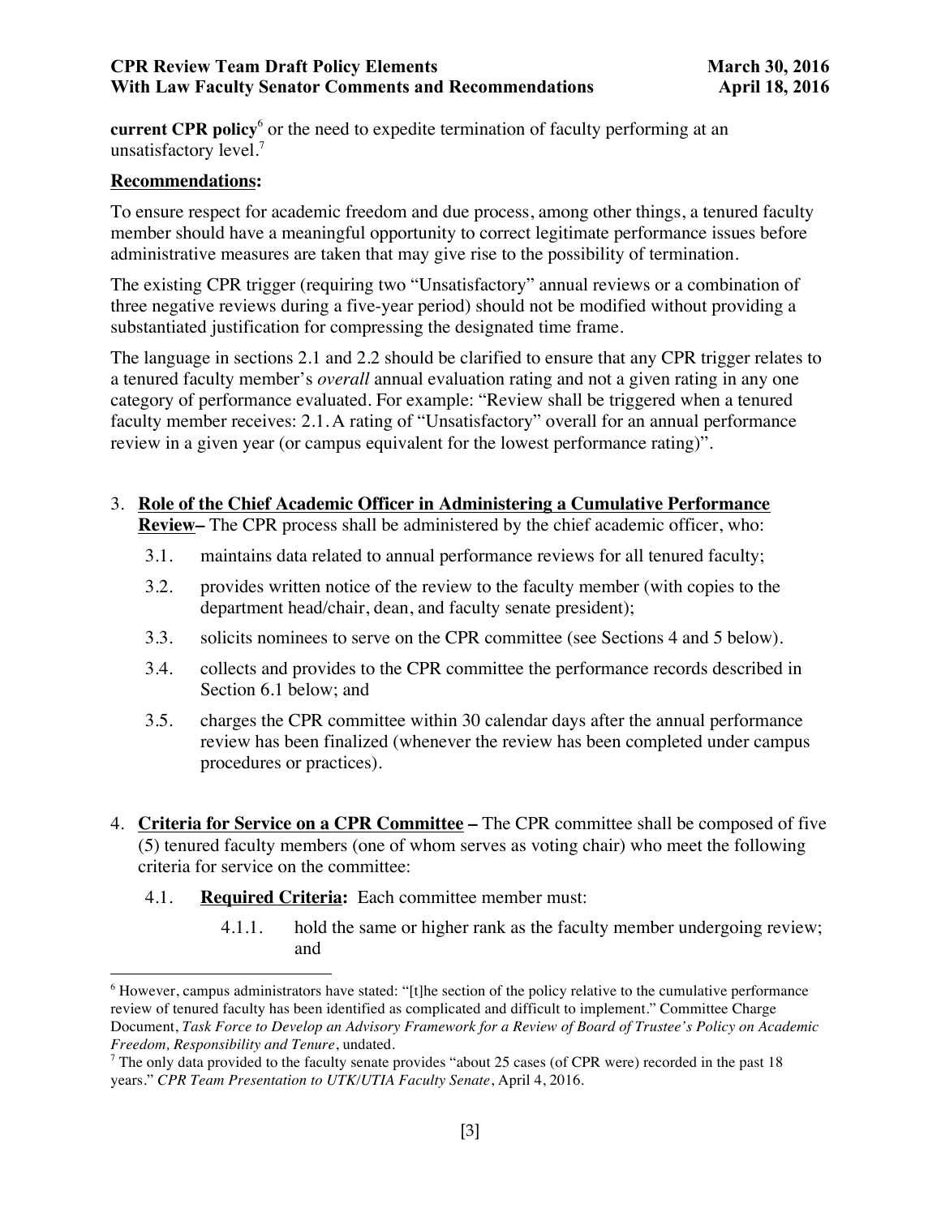**current CPR policy**[6] or the need to expedite termination of faculty performing at an unsatisfactory level.[7]

**Recommendations:**

To ensure respect for academic freedom and due process, among other things, a tenured faculty member should have a meaningful opportunity to correct legitimate performance issues before administrative measures are taken that may give rise to the possibility of termination.

The existing CPR trigger (requiring two "Unsatisfactory" annual reviews or a combination of three negative reviews during a five-year period) should not be modified without providing a substantiated justification for compressing the designated time frame.

The language in sections 2.1 and 2.2 should be clarified to ensure that any CPR trigger relates to a tenured faculty member's *overall* annual evaluation rating and not a given rating in any one category of performance evaluated. For example: "Review shall be triggered when a tenured faculty member receives: 2.1. A rating of "Unsatisfactory" overall for an annual performance review in a given year (or campus equivalent for the lowest performance rating)".

3. **Role of the Chief Academic Officer in Administering a Cumulative Performance Review–** The CPR process shall be administered by the chief academic officer, who:
   - 3.1. maintains data related to annual performance reviews for all tenured faculty;
   - 3.2. provides written notice of the review to the faculty member (with copies to the department head/chair, dean, and faculty senate president);
   - 3.3. solicits nominees to serve on the CPR committee (see Sections 4 and 5 below).
   - 3.4. collects and provides to the CPR committee the performance records described in Section 6.1 below; and
   - 3.5. charges the CPR committee within 30 calendar days after the annual performance review has been finalized (whenever the review has been completed under campus procedures or practices).

4. **Criteria for Service on a CPR Committee –** The CPR committee shall be composed of five (5) tenured faculty members (one of whom serves as voting chair) who meet the following criteria for service on the committee:
   - 4.1. **Required Criteria:** Each committee member must:
     - 4.1.1. hold the same or higher rank as the faculty member undergoing review; and

---

[6] However, campus administrators have stated: "[t]he section of the policy relative to the cumulative performance review of tenured faculty has been identified as complicated and difficult to implement." Committee Charge Document, *Task Force to Develop an Advisory Framework for a Review of Board of Trustee's Policy on Academic Freedom, Responsibility and Tenure*, undated.

[7] The only data provided to the faculty senate provides "about 25 cases (of CPR were) recorded in the past 18 years." *CPR Team Presentation to UTK/UTIA Faculty Senate*, April 4, 2016.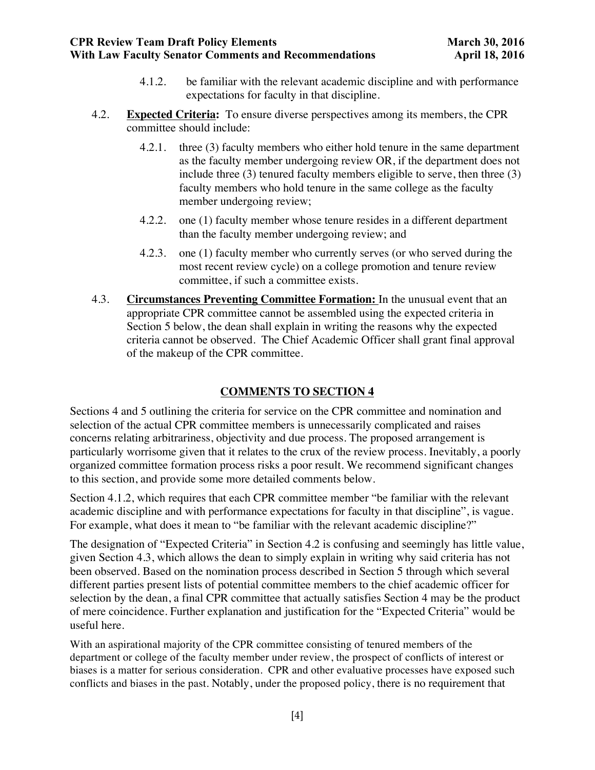4.1.2. be familiar with the relevant academic discipline and with performance expectations for faculty in that discipline.

4.2. **Expected Criteria:** To ensure diverse perspectives among its members, the CPR committee should include:

4.2.1. three (3) faculty members who either hold tenure in the same department as the faculty member undergoing review OR, if the department does not include three (3) tenured faculty members eligible to serve, then three (3) faculty members who hold tenure in the same college as the faculty member undergoing review;

4.2.2. one (1) faculty member whose tenure resides in a different department than the faculty member undergoing review; and

4.2.3. one (1) faculty member who currently serves (or who served during the most recent review cycle) on a college promotion and tenure review committee, if such a committee exists.

4.3. **Circumstances Preventing Committee Formation:** In the unusual event that an appropriate CPR committee cannot be assembled using the expected criteria in Section 5 below, the dean shall explain in writing the reasons why the expected criteria cannot be observed. The Chief Academic Officer shall grant final approval of the makeup of the CPR committee.

## COMMENTS TO SECTION 4

Sections 4 and 5 outlining the criteria for service on the CPR committee and nomination and selection of the actual CPR committee members is unnecessarily complicated and raises concerns relating arbitrariness, objectivity and due process. The proposed arrangement is particularly worrisome given that it relates to the crux of the review process. Inevitably, a poorly organized committee formation process risks a poor result. We recommend significant changes to this section, and provide some more detailed comments below.

Section 4.1.2, which requires that each CPR committee member "be familiar with the relevant academic discipline and with performance expectations for faculty in that discipline", is vague. For example, what does it mean to "be familiar with the relevant academic discipline?"

The designation of "Expected Criteria" in Section 4.2 is confusing and seemingly has little value, given Section 4.3, which allows the dean to simply explain in writing why said criteria has not been observed. Based on the nomination process described in Section 5 through which several different parties present lists of potential committee members to the chief academic officer for selection by the dean, a final CPR committee that actually satisfies Section 4 may be the product of mere coincidence. Further explanation and justification for the "Expected Criteria" would be useful here.

With an aspirational majority of the CPR committee consisting of tenured members of the department or college of the faculty member under review, the prospect of conflicts of interest or biases is a matter for serious consideration. CPR and other evaluative processes have exposed such conflicts and biases in the past. Notably, under the proposed policy, there is no requirement that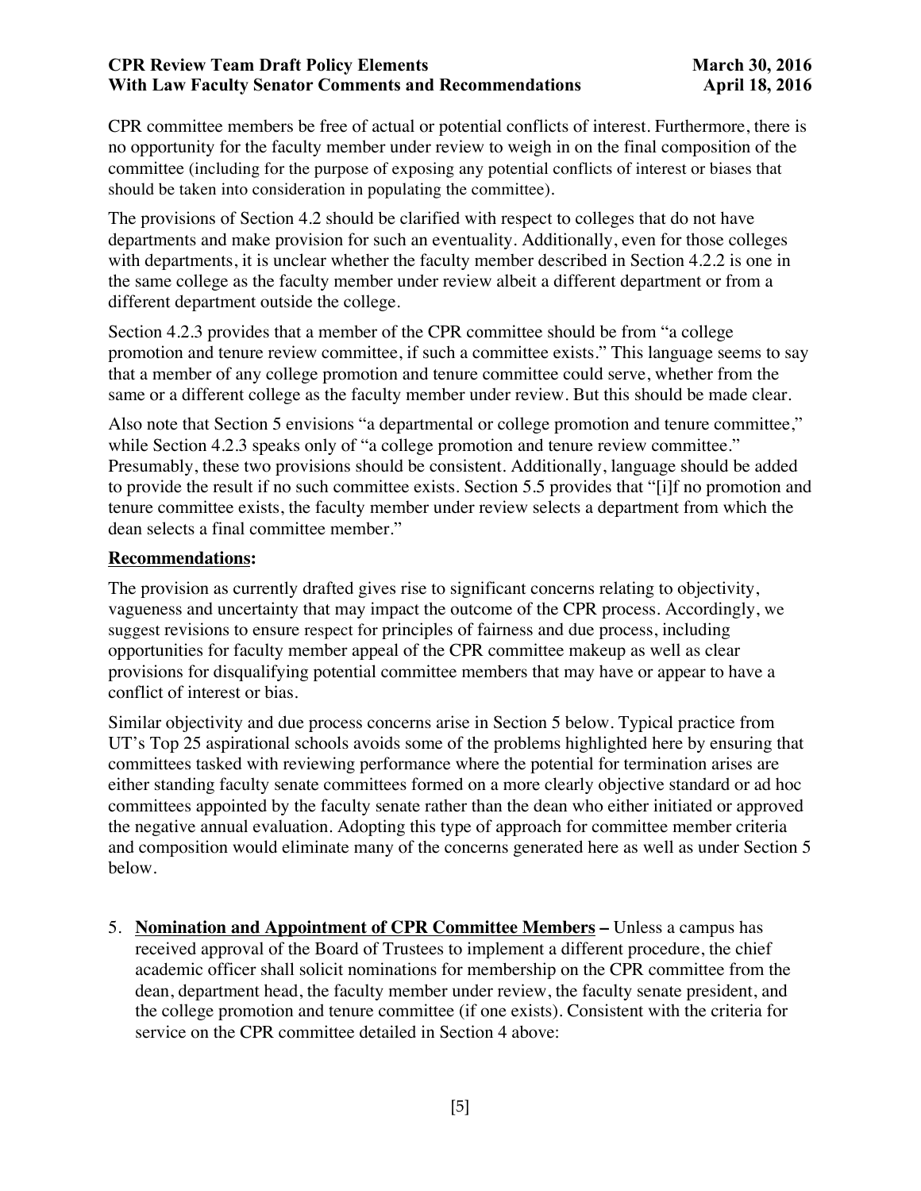CPR committee members be free of actual or potential conflicts of interest. Furthermore, there is no opportunity for the faculty member under review to weigh in on the final composition of the committee (including for the purpose of exposing any potential conflicts of interest or biases that should be taken into consideration in populating the committee).

The provisions of Section 4.2 should be clarified with respect to colleges that do not have departments and make provision for such an eventuality. Additionally, even for those colleges with departments, it is unclear whether the faculty member described in Section 4.2.2 is one in the same college as the faculty member under review albeit a different department or from a different department outside the college.

Section 4.2.3 provides that a member of the CPR committee should be from "a college promotion and tenure review committee, if such a committee exists." This language seems to say that a member of any college promotion and tenure committee could serve, whether from the same or a different college as the faculty member under review. But this should be made clear.

Also note that Section 5 envisions "a departmental or college promotion and tenure committee," while Section 4.2.3 speaks only of "a college promotion and tenure review committee." Presumably, these two provisions should be consistent. Additionally, language should be added to provide the result if no such committee exists. Section 5.5 provides that "[i]f no promotion and tenure committee exists, the faculty member under review selects a department from which the dean selects a final committee member."

**Recommendations:**

The provision as currently drafted gives rise to significant concerns relating to objectivity, vagueness and uncertainty that may impact the outcome of the CPR process. Accordingly, we suggest revisions to ensure respect for principles of fairness and due process, including opportunities for faculty member appeal of the CPR committee makeup as well as clear provisions for disqualifying potential committee members that may have or appear to have a conflict of interest or bias.

Similar objectivity and due process concerns arise in Section 5 below. Typical practice from UT's Top 25 aspirational schools avoids some of the problems highlighted here by ensuring that committees tasked with reviewing performance where the potential for termination arises are either standing faculty senate committees formed on a more clearly objective standard or ad hoc committees appointed by the faculty senate rather than the dean who either initiated or approved the negative annual evaluation. Adopting this type of approach for committee member criteria and composition would eliminate many of the concerns generated here as well as under Section 5 below.

5. **Nomination and Appointment of CPR Committee Members –** Unless a campus has received approval of the Board of Trustees to implement a different procedure, the chief academic officer shall solicit nominations for membership on the CPR committee from the dean, department head, the faculty member under review, the faculty senate president, and the college promotion and tenure committee (if one exists). Consistent with the criteria for service on the CPR committee detailed in Section 4 above: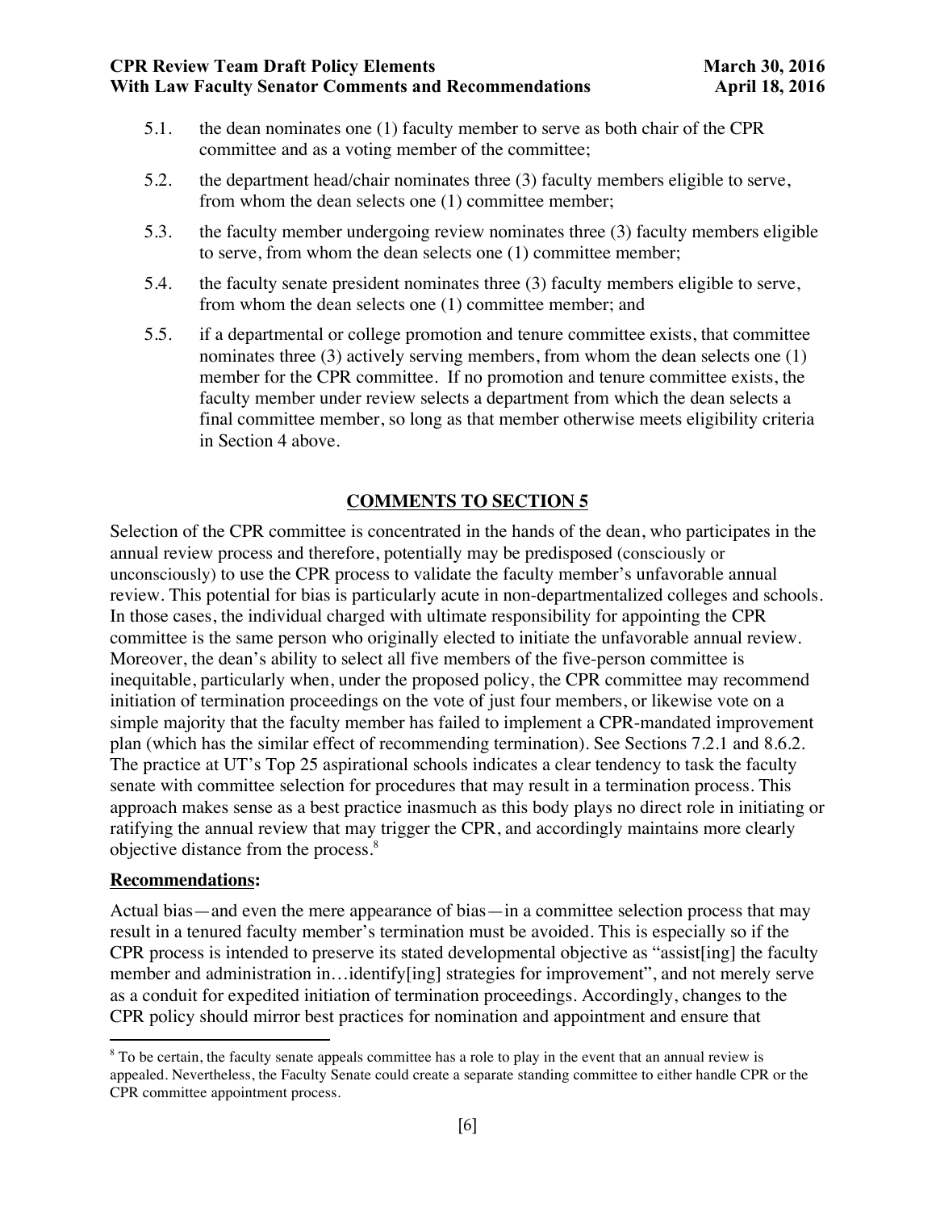5.1. the dean nominates one (1) faculty member to serve as both chair of the CPR committee and as a voting member of the committee;

5.2. the department head/chair nominates three (3) faculty members eligible to serve, from whom the dean selects one (1) committee member;

5.3. the faculty member undergoing review nominates three (3) faculty members eligible to serve, from whom the dean selects one (1) committee member;

5.4. the faculty senate president nominates three (3) faculty members eligible to serve, from whom the dean selects one (1) committee member; and

5.5. if a departmental or college promotion and tenure committee exists, that committee nominates three (3) actively serving members, from whom the dean selects one (1) member for the CPR committee. If no promotion and tenure committee exists, the faculty member under review selects a department from which the dean selects a final committee member, so long as that member otherwise meets eligibility criteria in Section 4 above.

## COMMENTS TO SECTION 5

Selection of the CPR committee is concentrated in the hands of the dean, who participates in the annual review process and therefore, potentially may be predisposed (consciously or unconsciously) to use the CPR process to validate the faculty member's unfavorable annual review. This potential for bias is particularly acute in non-departmentalized colleges and schools. In those cases, the individual charged with ultimate responsibility for appointing the CPR committee is the same person who originally elected to initiate the unfavorable annual review. Moreover, the dean's ability to select all five members of the five-person committee is inequitable, particularly when, under the proposed policy, the CPR committee may recommend initiation of termination proceedings on the vote of just four members, or likewise vote on a simple majority that the faculty member has failed to implement a CPR-mandated improvement plan (which has the similar effect of recommending termination). See Sections 7.2.1 and 8.6.2. The practice at UT's Top 25 aspirational schools indicates a clear tendency to task the faculty senate with committee selection for procedures that may result in a termination process. This approach makes sense as a best practice inasmuch as this body plays no direct role in initiating or ratifying the annual review that may trigger the CPR, and accordingly maintains more clearly objective distance from the process.[8]

**Recommendations:**

Actual bias—and even the mere appearance of bias—in a committee selection process that may result in a tenured faculty member's termination must be avoided. This is especially so if the CPR process is intended to preserve its stated developmental objective as "assist[ing] the faculty member and administration in…identify[ing] strategies for improvement", and not merely serve as a conduit for expedited initiation of termination proceedings. Accordingly, changes to the CPR policy should mirror best practices for nomination and appointment and ensure that

---

[8] To be certain, the faculty senate appeals committee has a role to play in the event that an annual review is appealed. Nevertheless, the Faculty Senate could create a separate standing committee to either handle CPR or the CPR committee appointment process.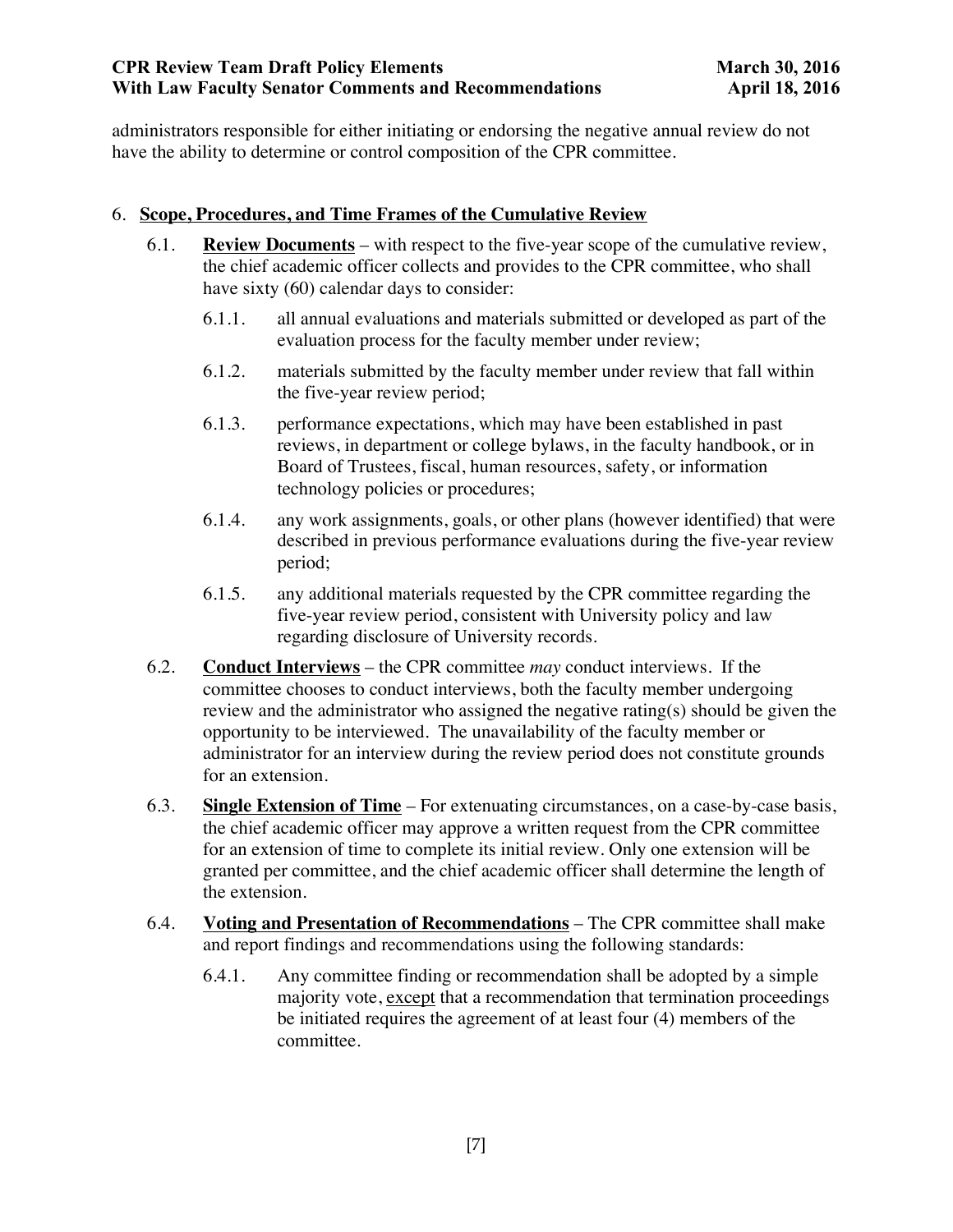administrators responsible for either initiating or endorsing the negative annual review do not have the ability to determine or control composition of the CPR committee.

6. **Scope, Procedures, and Time Frames of the Cumulative Review**

6.1. **Review Documents** – with respect to the five-year scope of the cumulative review, the chief academic officer collects and provides to the CPR committee, who shall have sixty (60) calendar days to consider:

6.1.1. all annual evaluations and materials submitted or developed as part of the evaluation process for the faculty member under review;

6.1.2. materials submitted by the faculty member under review that fall within the five-year review period;

6.1.3. performance expectations, which may have been established in past reviews, in department or college bylaws, in the faculty handbook, or in Board of Trustees, fiscal, human resources, safety, or information technology policies or procedures;

6.1.4. any work assignments, goals, or other plans (however identified) that were described in previous performance evaluations during the five-year review period;

6.1.5. any additional materials requested by the CPR committee regarding the five-year review period, consistent with University policy and law regarding disclosure of University records.

6.2. **Conduct Interviews** – the CPR committee *may* conduct interviews. If the committee chooses to conduct interviews, both the faculty member undergoing review and the administrator who assigned the negative rating(s) should be given the opportunity to be interviewed. The unavailability of the faculty member or administrator for an interview during the review period does not constitute grounds for an extension.

6.3. **Single Extension of Time** – For extenuating circumstances, on a case-by-case basis, the chief academic officer may approve a written request from the CPR committee for an extension of time to complete its initial review. Only one extension will be granted per committee, and the chief academic officer shall determine the length of the extension.

6.4. **Voting and Presentation of Recommendations** – The CPR committee shall make and report findings and recommendations using the following standards:

6.4.1. Any committee finding or recommendation shall be adopted by a simple majority vote, except that a recommendation that termination proceedings be initiated requires the agreement of at least four (4) members of the committee.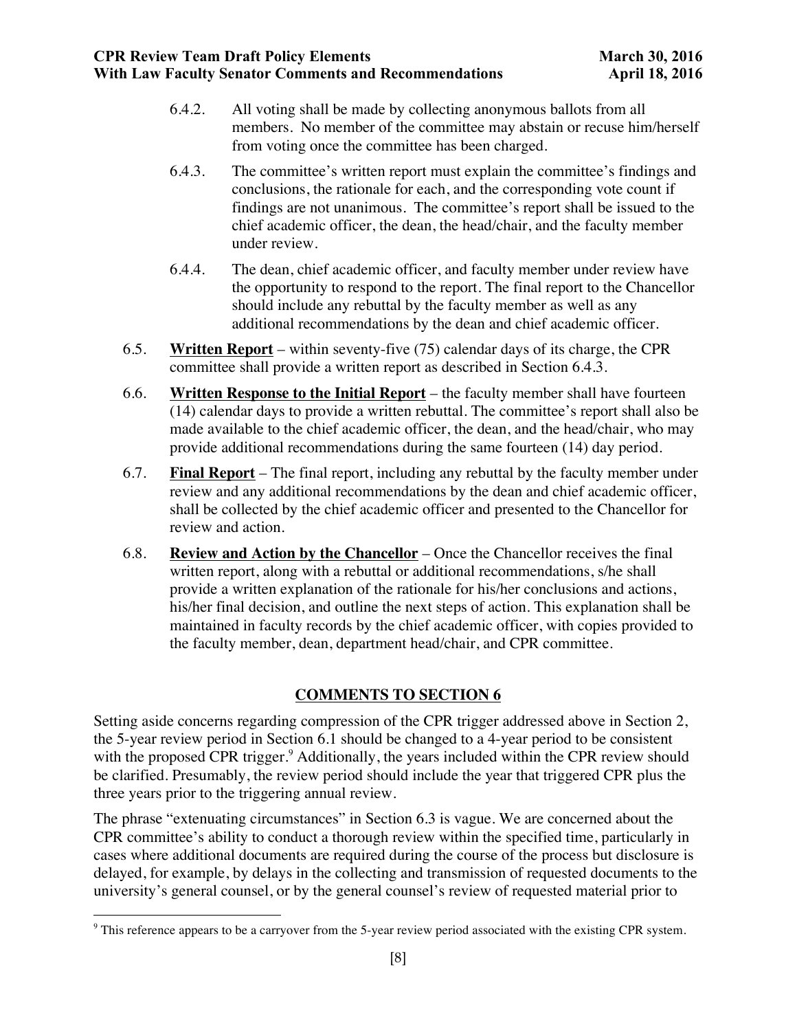6.4.2. All voting shall be made by collecting anonymous ballots from all members. No member of the committee may abstain or recuse him/herself from voting once the committee has been charged.

6.4.3. The committee's written report must explain the committee's findings and conclusions, the rationale for each, and the corresponding vote count if findings are not unanimous. The committee's report shall be issued to the chief academic officer, the dean, the head/chair, and the faculty member under review.

6.4.4. The dean, chief academic officer, and faculty member under review have the opportunity to respond to the report. The final report to the Chancellor should include any rebuttal by the faculty member as well as any additional recommendations by the dean and chief academic officer.

6.5. **Written Report** – within seventy-five (75) calendar days of its charge, the CPR committee shall provide a written report as described in Section 6.4.3.

6.6. **Written Response to the Initial Report** – the faculty member shall have fourteen (14) calendar days to provide a written rebuttal. The committee's report shall also be made available to the chief academic officer, the dean, and the head/chair, who may provide additional recommendations during the same fourteen (14) day period.

6.7. **Final Report** – The final report, including any rebuttal by the faculty member under review and any additional recommendations by the dean and chief academic officer, shall be collected by the chief academic officer and presented to the Chancellor for review and action.

6.8. **Review and Action by the Chancellor** – Once the Chancellor receives the final written report, along with a rebuttal or additional recommendations, s/he shall provide a written explanation of the rationale for his/her conclusions and actions, his/her final decision, and outline the next steps of action. This explanation shall be maintained in faculty records by the chief academic officer, with copies provided to the faculty member, dean, department head/chair, and CPR committee.

## COMMENTS TO SECTION 6

Setting aside concerns regarding compression of the CPR trigger addressed above in Section 2, the 5-year review period in Section 6.1 should be changed to a 4-year period to be consistent with the proposed CPR trigger.[9] Additionally, the years included within the CPR review should be clarified. Presumably, the review period should include the year that triggered CPR plus the three years prior to the triggering annual review.

The phrase "extenuating circumstances" in Section 6.3 is vague. We are concerned about the CPR committee's ability to conduct a thorough review within the specified time, particularly in cases where additional documents are required during the course of the process but disclosure is delayed, for example, by delays in the collecting and transmission of requested documents to the university's general counsel, or by the general counsel's review of requested material prior to

---

[9] This reference appears to be a carryover from the 5-year review period associated with the existing CPR system.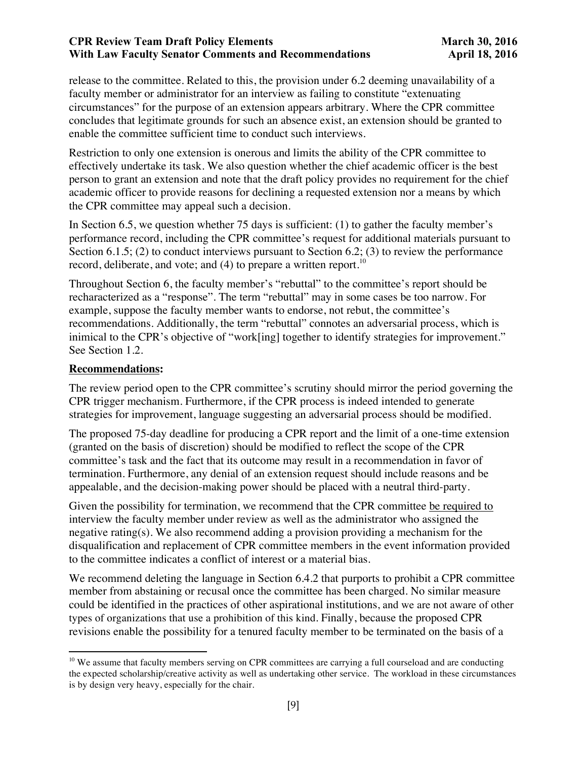release to the committee. Related to this, the provision under 6.2 deeming unavailability of a faculty member or administrator for an interview as failing to constitute "extenuating circumstances" for the purpose of an extension appears arbitrary. Where the CPR committee concludes that legitimate grounds for such an absence exist, an extension should be granted to enable the committee sufficient time to conduct such interviews.

Restriction to only one extension is onerous and limits the ability of the CPR committee to effectively undertake its task. We also question whether the chief academic officer is the best person to grant an extension and note that the draft policy provides no requirement for the chief academic officer to provide reasons for declining a requested extension nor a means by which the CPR committee may appeal such a decision.

In Section 6.5, we question whether 75 days is sufficient: (1) to gather the faculty member's performance record, including the CPR committee's request for additional materials pursuant to Section 6.1.5; (2) to conduct interviews pursuant to Section 6.2; (3) to review the performance record, deliberate, and vote; and (4) to prepare a written report.[10]

Throughout Section 6, the faculty member's "rebuttal" to the committee's report should be recharacterized as a "response". The term "rebuttal" may in some cases be too narrow. For example, suppose the faculty member wants to endorse, not rebut, the committee's recommendations. Additionally, the term "rebuttal" connotes an adversarial process, which is inimical to the CPR's objective of "work[ing] together to identify strategies for improvement." See Section 1.2.

**Recommendations:**

The review period open to the CPR committee's scrutiny should mirror the period governing the CPR trigger mechanism. Furthermore, if the CPR process is indeed intended to generate strategies for improvement, language suggesting an adversarial process should be modified.

The proposed 75-day deadline for producing a CPR report and the limit of a one-time extension (granted on the basis of discretion) should be modified to reflect the scope of the CPR committee's task and the fact that its outcome may result in a recommendation in favor of termination. Furthermore, any denial of an extension request should include reasons and be appealable, and the decision-making power should be placed with a neutral third-party.

Given the possibility for termination, we recommend that the CPR committee be required to interview the faculty member under review as well as the administrator who assigned the negative rating(s). We also recommend adding a provision providing a mechanism for the disqualification and replacement of CPR committee members in the event information provided to the committee indicates a conflict of interest or a material bias.

We recommend deleting the language in Section 6.4.2 that purports to prohibit a CPR committee member from abstaining or recusal once the committee has been charged. No similar measure could be identified in the practices of other aspirational institutions, and we are not aware of other types of organizations that use a prohibition of this kind. Finally, because the proposed CPR revisions enable the possibility for a tenured faculty member to be terminated on the basis of a

[10] We assume that faculty members serving on CPR committees are carrying a full courseload and are conducting the expected scholarship/creative activity as well as undertaking other service. The workload in these circumstances is by design very heavy, especially for the chair.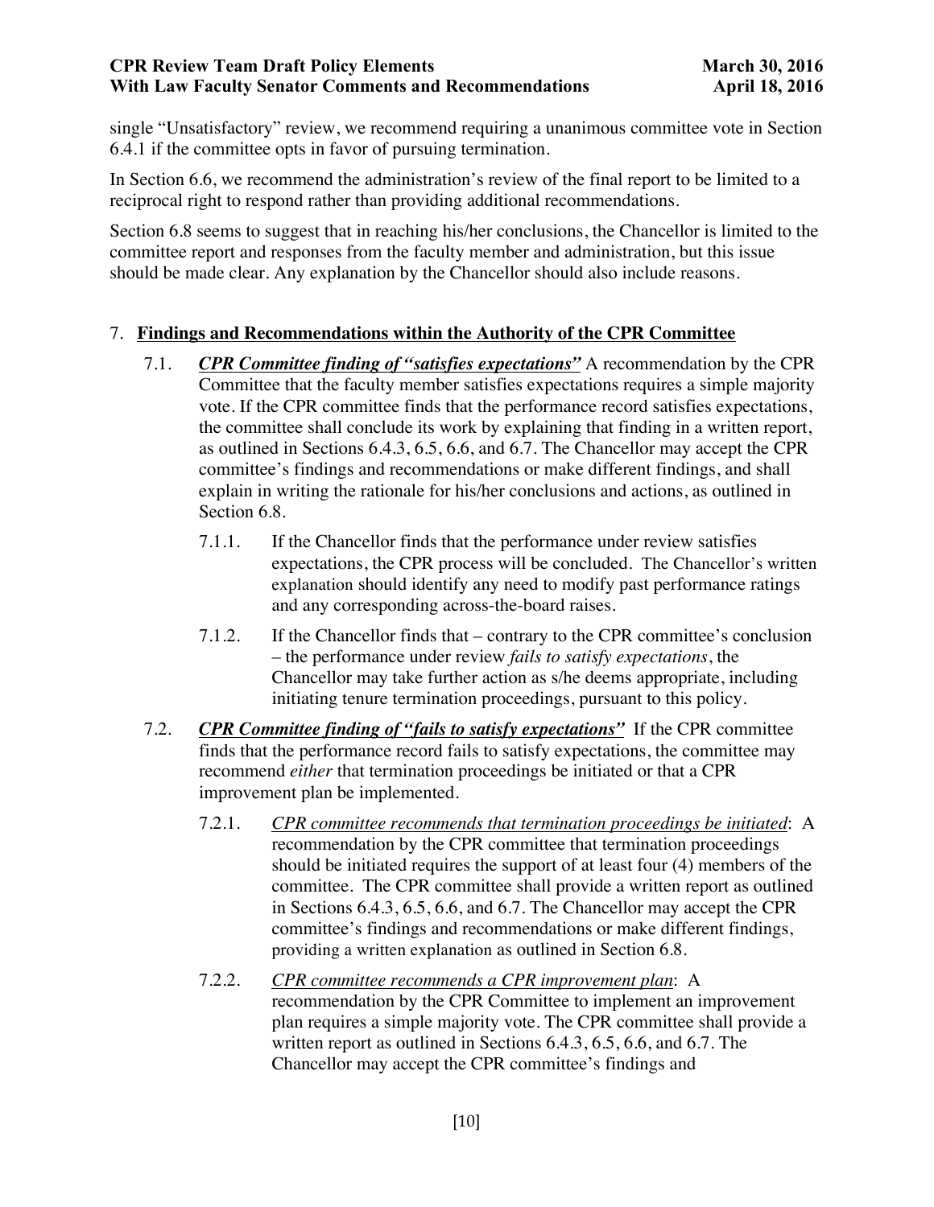single "Unsatisfactory" review, we recommend requiring a unanimous committee vote in Section 6.4.1 if the committee opts in favor of pursuing termination.

In Section 6.6, we recommend the administration's review of the final report to be limited to a reciprocal right to respond rather than providing additional recommendations.

Section 6.8 seems to suggest that in reaching his/her conclusions, the Chancellor is limited to the committee report and responses from the faculty member and administration, but this issue should be made clear. Any explanation by the Chancellor should also include reasons.

7. **Findings and Recommendations within the Authority of the CPR Committee**

   7.1. ***CPR Committee finding of "satisfies expectations"*** A recommendation by the CPR Committee that the faculty member satisfies expectations requires a simple majority vote. If the CPR committee finds that the performance record satisfies expectations, the committee shall conclude its work by explaining that finding in a written report, as outlined in Sections 6.4.3, 6.5, 6.6, and 6.7. The Chancellor may accept the CPR committee's findings and recommendations or make different findings, and shall explain in writing the rationale for his/her conclusions and actions, as outlined in Section 6.8.

      7.1.1. If the Chancellor finds that the performance under review satisfies expectations, the CPR process will be concluded. The Chancellor's written explanation should identify any need to modify past performance ratings and any corresponding across-the-board raises.

      7.1.2. If the Chancellor finds that – contrary to the CPR committee's conclusion – the performance under review *fails to satisfy expectations*, the Chancellor may take further action as s/he deems appropriate, including initiating tenure termination proceedings, pursuant to this policy.

   7.2. ***CPR Committee finding of "fails to satisfy expectations"*** If the CPR committee finds that the performance record fails to satisfy expectations, the committee may recommend *either* that termination proceedings be initiated or that a CPR improvement plan be implemented.

      7.2.1. *CPR committee recommends that termination proceedings be initiated*: A recommendation by the CPR committee that termination proceedings should be initiated requires the support of at least four (4) members of the committee. The CPR committee shall provide a written report as outlined in Sections 6.4.3, 6.5, 6.6, and 6.7. The Chancellor may accept the CPR committee's findings and recommendations or make different findings, providing a written explanation as outlined in Section 6.8.

      7.2.2. *CPR committee recommends a CPR improvement plan*: A recommendation by the CPR Committee to implement an improvement plan requires a simple majority vote. The CPR committee shall provide a written report as outlined in Sections 6.4.3, 6.5, 6.6, and 6.7. The Chancellor may accept the CPR committee's findings and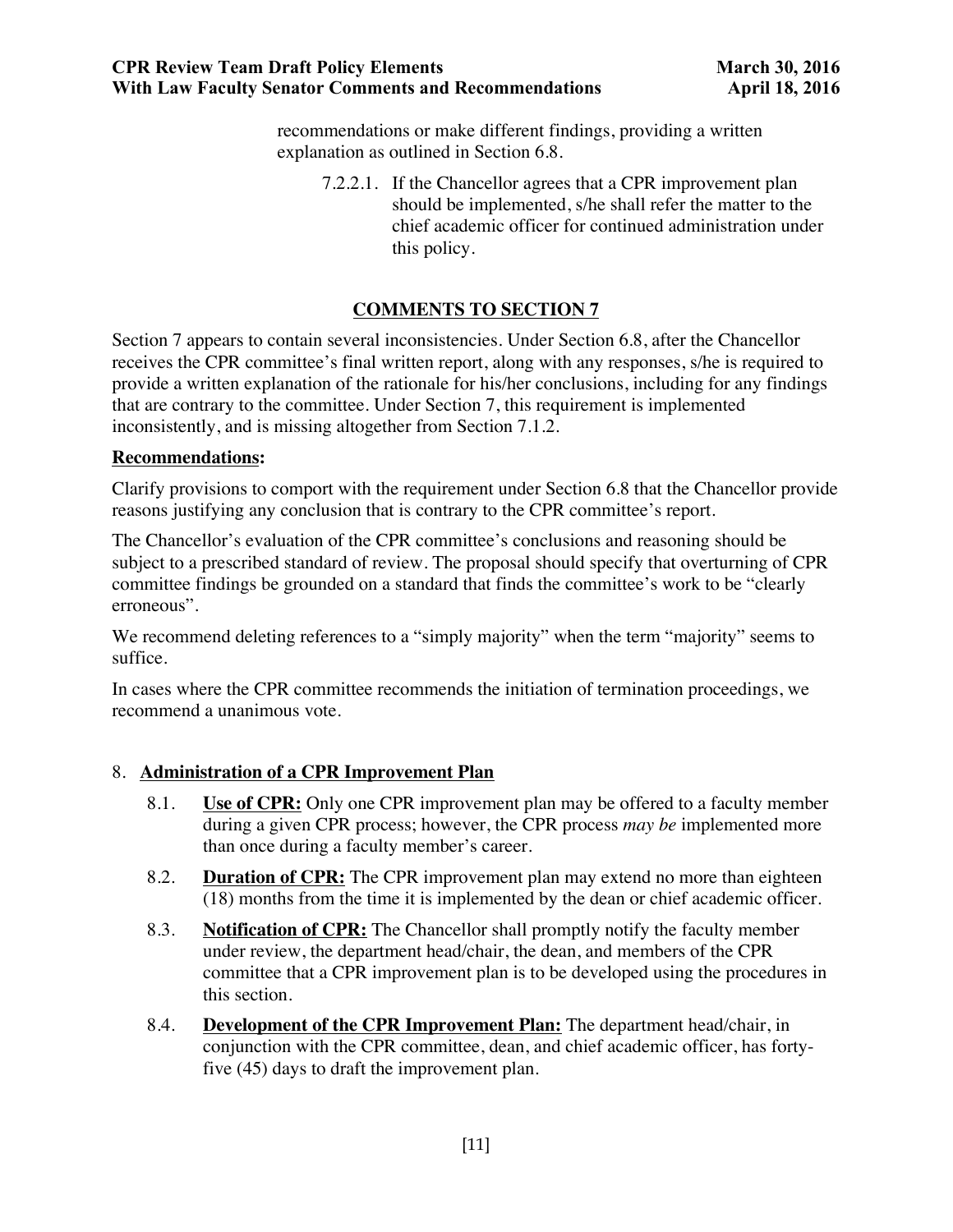recommendations or make different findings, providing a written explanation as outlined in Section 6.8.

7.2.2.1. If the Chancellor agrees that a CPR improvement plan should be implemented, s/he shall refer the matter to the chief academic officer for continued administration under this policy.

## COMMENTS TO SECTION 7

Section 7 appears to contain several inconsistencies. Under Section 6.8, after the Chancellor receives the CPR committee's final written report, along with any responses, s/he is required to provide a written explanation of the rationale for his/her conclusions, including for any findings that are contrary to the committee. Under Section 7, this requirement is implemented inconsistently, and is missing altogether from Section 7.1.2.

**Recommendations:**

Clarify provisions to comport with the requirement under Section 6.8 that the Chancellor provide reasons justifying any conclusion that is contrary to the CPR committee's report.

The Chancellor's evaluation of the CPR committee's conclusions and reasoning should be subject to a prescribed standard of review. The proposal should specify that overturning of CPR committee findings be grounded on a standard that finds the committee's work to be "clearly erroneous".

We recommend deleting references to a "simply majority" when the term "majority" seems to suffice.

In cases where the CPR committee recommends the initiation of termination proceedings, we recommend a unanimous vote.

8. **Administration of a CPR Improvement Plan**

8.1. **Use of CPR:** Only one CPR improvement plan may be offered to a faculty member during a given CPR process; however, the CPR process *may be* implemented more than once during a faculty member's career.

8.2. **Duration of CPR:** The CPR improvement plan may extend no more than eighteen (18) months from the time it is implemented by the dean or chief academic officer.

8.3. **Notification of CPR:** The Chancellor shall promptly notify the faculty member under review, the department head/chair, the dean, and members of the CPR committee that a CPR improvement plan is to be developed using the procedures in this section.

8.4. **Development of the CPR Improvement Plan:** The department head/chair, in conjunction with the CPR committee, dean, and chief academic officer, has forty-five (45) days to draft the improvement plan.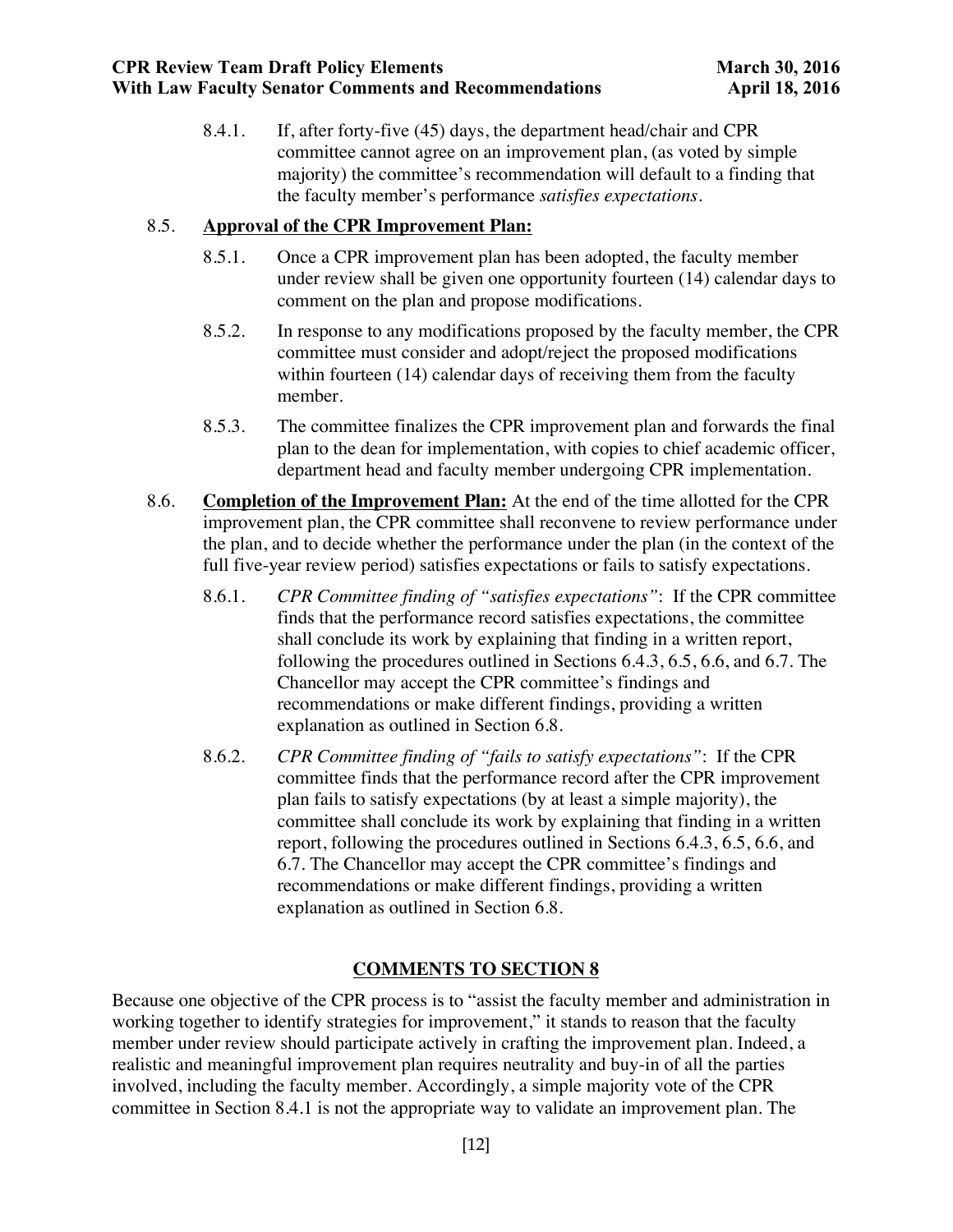8.4.1. If, after forty-five (45) days, the department head/chair and CPR committee cannot agree on an improvement plan, (as voted by simple majority) the committee's recommendation will default to a finding that the faculty member's performance *satisfies expectations*.

8.5. **Approval of the CPR Improvement Plan:**

8.5.1. Once a CPR improvement plan has been adopted, the faculty member under review shall be given one opportunity fourteen (14) calendar days to comment on the plan and propose modifications.

8.5.2. In response to any modifications proposed by the faculty member, the CPR committee must consider and adopt/reject the proposed modifications within fourteen (14) calendar days of receiving them from the faculty member.

8.5.3. The committee finalizes the CPR improvement plan and forwards the final plan to the dean for implementation, with copies to chief academic officer, department head and faculty member undergoing CPR implementation.

8.6. **Completion of the Improvement Plan:** At the end of the time allotted for the CPR improvement plan, the CPR committee shall reconvene to review performance under the plan, and to decide whether the performance under the plan (in the context of the full five-year review period) satisfies expectations or fails to satisfy expectations.

8.6.1. *CPR Committee finding of "satisfies expectations"*: If the CPR committee finds that the performance record satisfies expectations, the committee shall conclude its work by explaining that finding in a written report, following the procedures outlined in Sections 6.4.3, 6.5, 6.6, and 6.7. The Chancellor may accept the CPR committee's findings and recommendations or make different findings, providing a written explanation as outlined in Section 6.8.

8.6.2. *CPR Committee finding of "fails to satisfy expectations"*: If the CPR committee finds that the performance record after the CPR improvement plan fails to satisfy expectations (by at least a simple majority), the committee shall conclude its work by explaining that finding in a written report, following the procedures outlined in Sections 6.4.3, 6.5, 6.6, and 6.7. The Chancellor may accept the CPR committee's findings and recommendations or make different findings, providing a written explanation as outlined in Section 6.8.

## COMMENTS TO SECTION 8

Because one objective of the CPR process is to "assist the faculty member and administration in working together to identify strategies for improvement," it stands to reason that the faculty member under review should participate actively in crafting the improvement plan. Indeed, a realistic and meaningful improvement plan requires neutrality and buy-in of all the parties involved, including the faculty member. Accordingly, a simple majority vote of the CPR committee in Section 8.4.1 is not the appropriate way to validate an improvement plan. The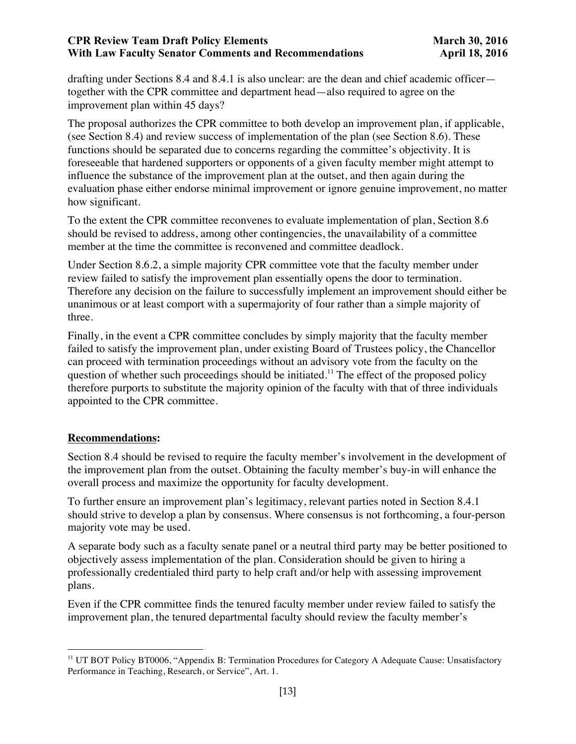drafting under Sections 8.4 and 8.4.1 is also unclear: are the dean and chief academic officer—together with the CPR committee and department head—also required to agree on the improvement plan within 45 days?

The proposal authorizes the CPR committee to both develop an improvement plan, if applicable, (see Section 8.4) and review success of implementation of the plan (see Section 8.6). These functions should be separated due to concerns regarding the committee's objectivity. It is foreseeable that hardened supporters or opponents of a given faculty member might attempt to influence the substance of the improvement plan at the outset, and then again during the evaluation phase either endorse minimal improvement or ignore genuine improvement, no matter how significant.

To the extent the CPR committee reconvenes to evaluate implementation of plan, Section 8.6 should be revised to address, among other contingencies, the unavailability of a committee member at the time the committee is reconvened and committee deadlock.

Under Section 8.6.2, a simple majority CPR committee vote that the faculty member under review failed to satisfy the improvement plan essentially opens the door to termination. Therefore any decision on the failure to successfully implement an improvement should either be unanimous or at least comport with a supermajority of four rather than a simple majority of three.

Finally, in the event a CPR committee concludes by simply majority that the faculty member failed to satisfy the improvement plan, under existing Board of Trustees policy, the Chancellor can proceed with termination proceedings without an advisory vote from the faculty on the question of whether such proceedings should be initiated.[11] The effect of the proposed policy therefore purports to substitute the majority opinion of the faculty with that of three individuals appointed to the CPR committee.

## **Recommendations:**

Section 8.4 should be revised to require the faculty member's involvement in the development of the improvement plan from the outset. Obtaining the faculty member's buy-in will enhance the overall process and maximize the opportunity for faculty development.

To further ensure an improvement plan's legitimacy, relevant parties noted in Section 8.4.1 should strive to develop a plan by consensus. Where consensus is not forthcoming, a four-person majority vote may be used.

A separate body such as a faculty senate panel or a neutral third party may be better positioned to objectively assess implementation of the plan. Consideration should be given to hiring a professionally credentialed third party to help craft and/or help with assessing improvement plans.

Even if the CPR committee finds the tenured faculty member under review failed to satisfy the improvement plan, the tenured departmental faculty should review the faculty member's

---

[11] UT BOT Policy BT0006, "Appendix B: Termination Procedures for Category A Adequate Cause: Unsatisfactory Performance in Teaching, Research, or Service", Art. 1.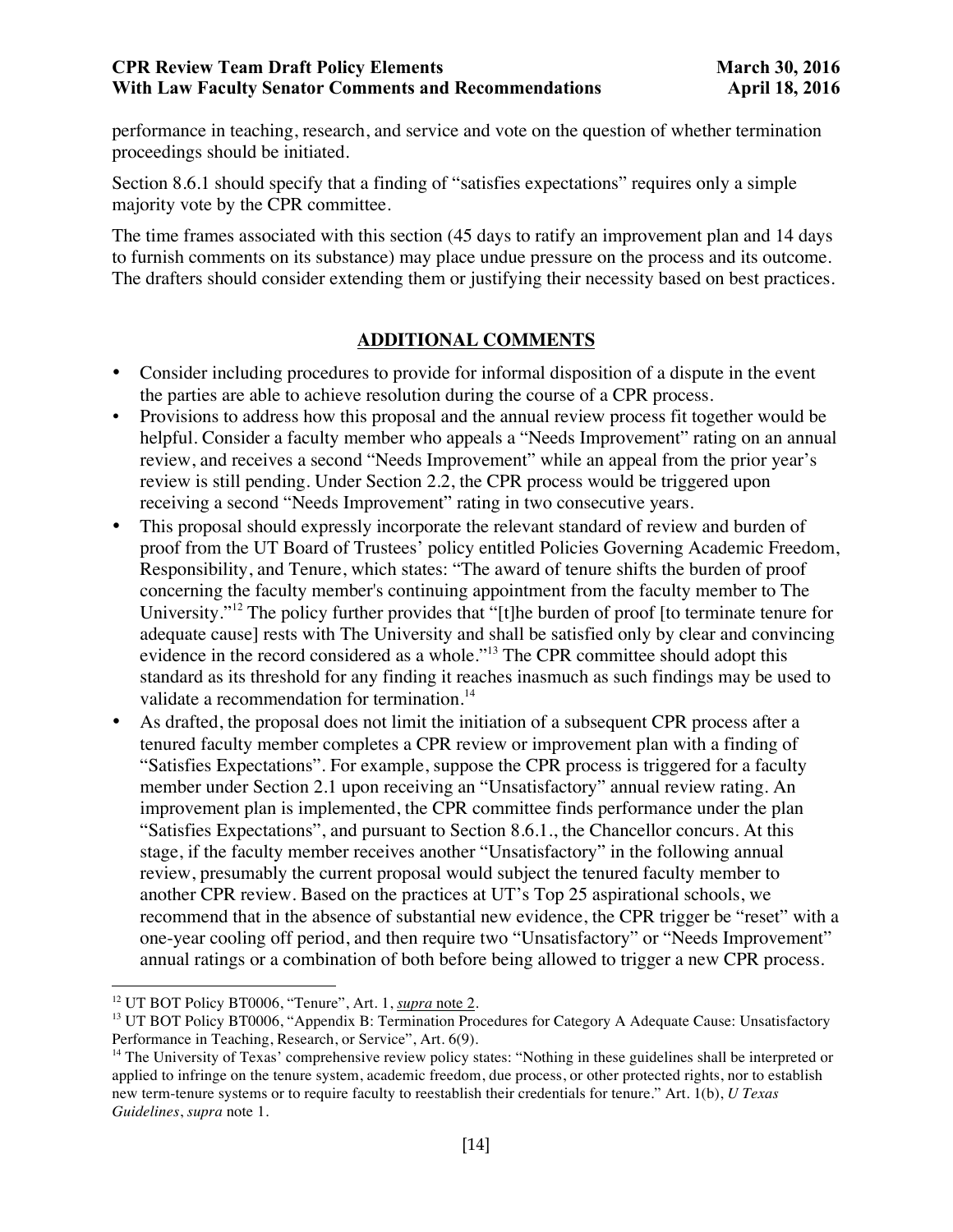performance in teaching, research, and service and vote on the question of whether termination proceedings should be initiated.

Section 8.6.1 should specify that a finding of "satisfies expectations" requires only a simple majority vote by the CPR committee.

The time frames associated with this section (45 days to ratify an improvement plan and 14 days to furnish comments on its substance) may place undue pressure on the process and its outcome. The drafters should consider extending them or justifying their necessity based on best practices.

## ADDITIONAL COMMENTS

- Consider including procedures to provide for informal disposition of a dispute in the event the parties are able to achieve resolution during the course of a CPR process.
- Provisions to address how this proposal and the annual review process fit together would be helpful. Consider a faculty member who appeals a "Needs Improvement" rating on an annual review, and receives a second "Needs Improvement" while an appeal from the prior year's review is still pending. Under Section 2.2, the CPR process would be triggered upon receiving a second "Needs Improvement" rating in two consecutive years.
- This proposal should expressly incorporate the relevant standard of review and burden of proof from the UT Board of Trustees' policy entitled Policies Governing Academic Freedom, Responsibility, and Tenure, which states: "The award of tenure shifts the burden of proof concerning the faculty member's continuing appointment from the faculty member to The University."[12] The policy further provides that "[t]he burden of proof [to terminate tenure for adequate cause] rests with The University and shall be satisfied only by clear and convincing evidence in the record considered as a whole."[13] The CPR committee should adopt this standard as its threshold for any finding it reaches inasmuch as such findings may be used to validate a recommendation for termination.[14]
- As drafted, the proposal does not limit the initiation of a subsequent CPR process after a tenured faculty member completes a CPR review or improvement plan with a finding of "Satisfies Expectations". For example, suppose the CPR process is triggered for a faculty member under Section 2.1 upon receiving an "Unsatisfactory" annual review rating. An improvement plan is implemented, the CPR committee finds performance under the plan "Satisfies Expectations", and pursuant to Section 8.6.1., the Chancellor concurs. At this stage, if the faculty member receives another "Unsatisfactory" in the following annual review, presumably the current proposal would subject the tenured faculty member to another CPR review. Based on the practices at UT's Top 25 aspirational schools, we recommend that in the absence of substantial new evidence, the CPR trigger be "reset" with a one-year cooling off period, and then require two "Unsatisfactory" or "Needs Improvement" annual ratings or a combination of both before being allowed to trigger a new CPR process.

---

[12] UT BOT Policy BT0006, "Tenure", Art. 1, *supra* note 2.

[13] UT BOT Policy BT0006, "Appendix B: Termination Procedures for Category A Adequate Cause: Unsatisfactory Performance in Teaching, Research, or Service", Art. 6(9).

[14] The University of Texas' comprehensive review policy states: "Nothing in these guidelines shall be interpreted or applied to infringe on the tenure system, academic freedom, due process, or other protected rights, nor to establish new term-tenure systems or to require faculty to reestablish their credentials for tenure." Art. 1(b), *U Texas Guidelines*, *supra* note 1.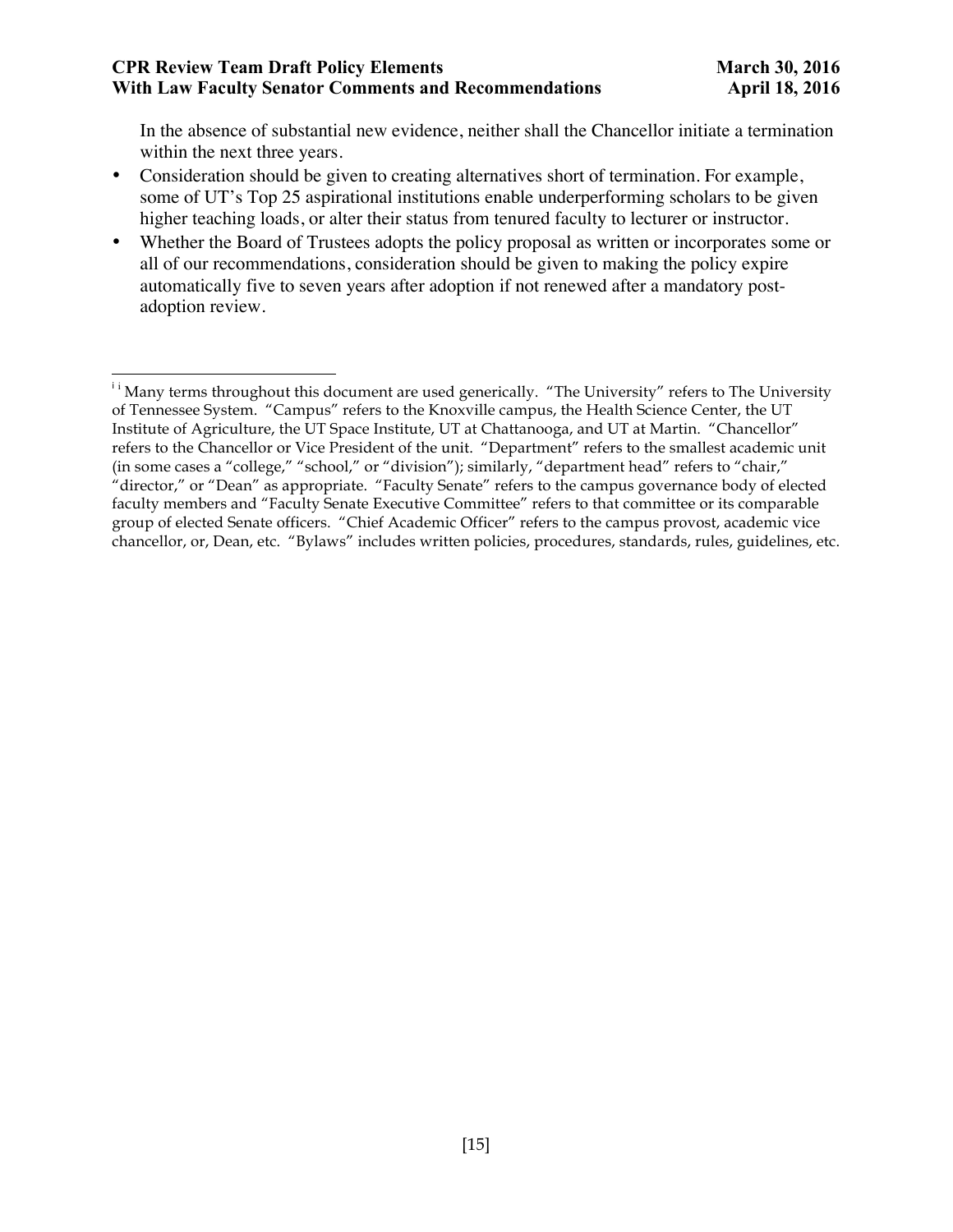In the absence of substantial new evidence, neither shall the Chancellor initiate a termination within the next three years.

- Consideration should be given to creating alternatives short of termination. For example, some of UT's Top 25 aspirational institutions enable underperforming scholars to be given higher teaching loads, or alter their status from tenured faculty to lecturer or instructor.
- Whether the Board of Trustees adopts the policy proposal as written or incorporates some or all of our recommendations, consideration should be given to making the policy expire automatically five to seven years after adoption if not renewed after a mandatory post-adoption review.

---

[i] Many terms throughout this document are used generically. "The University" refers to The University of Tennessee System. "Campus" refers to the Knoxville campus, the Health Science Center, the UT Institute of Agriculture, the UT Space Institute, UT at Chattanooga, and UT at Martin. "Chancellor" refers to the Chancellor or Vice President of the unit. "Department" refers to the smallest academic unit (in some cases a "college," "school," or "division"); similarly, "department head" refers to "chair," "director," or "Dean" as appropriate. "Faculty Senate" refers to the campus governance body of elected faculty members and "Faculty Senate Executive Committee" refers to that committee or its comparable group of elected Senate officers. "Chief Academic Officer" refers to the campus provost, academic vice chancellor, or, Dean, etc. "Bylaws" includes written policies, procedures, standards, rules, guidelines, etc.